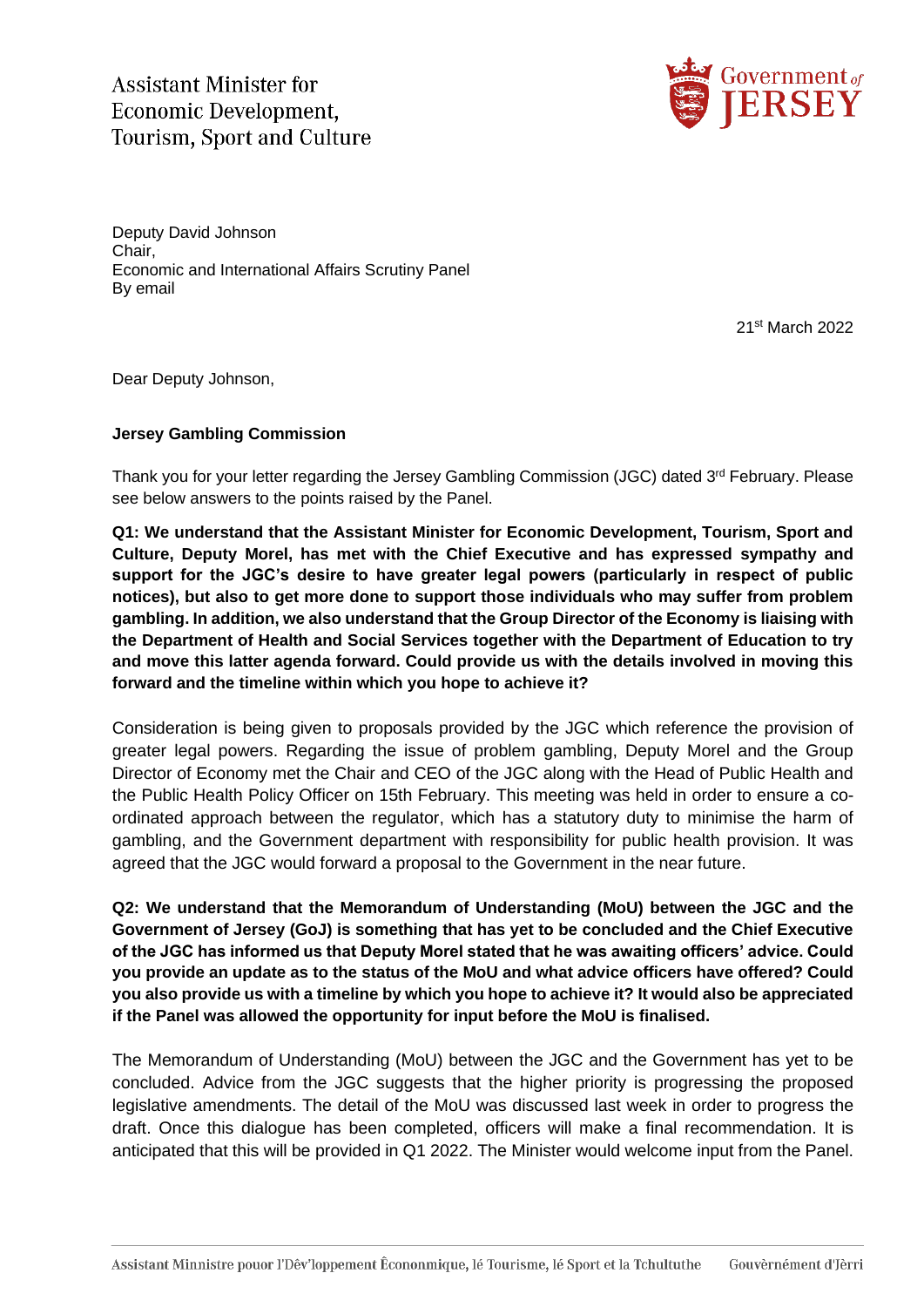Assistant Minister for
Economic Development,
Tourism, Sport and Culture

Government of JERSEY

Deputy David Johnson
Chair,
Economic and International Affairs Scrutiny Panel
By email

21st March 2022

Dear Deputy Johnson,

**Jersey Gambling Commission**

Thank you for your letter regarding the Jersey Gambling Commission (JGC) dated 3rd February. Please see below answers to the points raised by the Panel.

**Q1: We understand that the Assistant Minister for Economic Development, Tourism, Sport and Culture, Deputy Morel, has met with the Chief Executive and has expressed sympathy and support for the JGC's desire to have greater legal powers (particularly in respect of public notices), but also to get more done to support those individuals who may suffer from problem gambling. In addition, we also understand that the Group Director of the Economy is liaising with the Department of Health and Social Services together with the Department of Education to try and move this latter agenda forward. Could provide us with the details involved in moving this forward and the timeline within which you hope to achieve it?**

Consideration is being given to proposals provided by the JGC which reference the provision of greater legal powers. Regarding the issue of problem gambling, Deputy Morel and the Group Director of Economy met the Chair and CEO of the JGC along with the Head of Public Health and the Public Health Policy Officer on 15th February. This meeting was held in order to ensure a co-ordinated approach between the regulator, which has a statutory duty to minimise the harm of gambling, and the Government department with responsibility for public health provision. It was agreed that the JGC would forward a proposal to the Government in the near future.

**Q2: We understand that the Memorandum of Understanding (MoU) between the JGC and the Government of Jersey (GoJ) is something that has yet to be concluded and the Chief Executive of the JGC has informed us that Deputy Morel stated that he was awaiting officers' advice. Could you provide an update as to the status of the MoU and what advice officers have offered? Could you also provide us with a timeline by which you hope to achieve it? It would also be appreciated if the Panel was allowed the opportunity for input before the MoU is finalised.**

The Memorandum of Understanding (MoU) between the JGC and the Government has yet to be concluded. Advice from the JGC suggests that the higher priority is progressing the proposed legislative amendments. The detail of the MoU was discussed last week in order to progress the draft. Once this dialogue has been completed, officers will make a final recommendation. It is anticipated that this will be provided in Q1 2022. The Minister would welcome input from the Panel.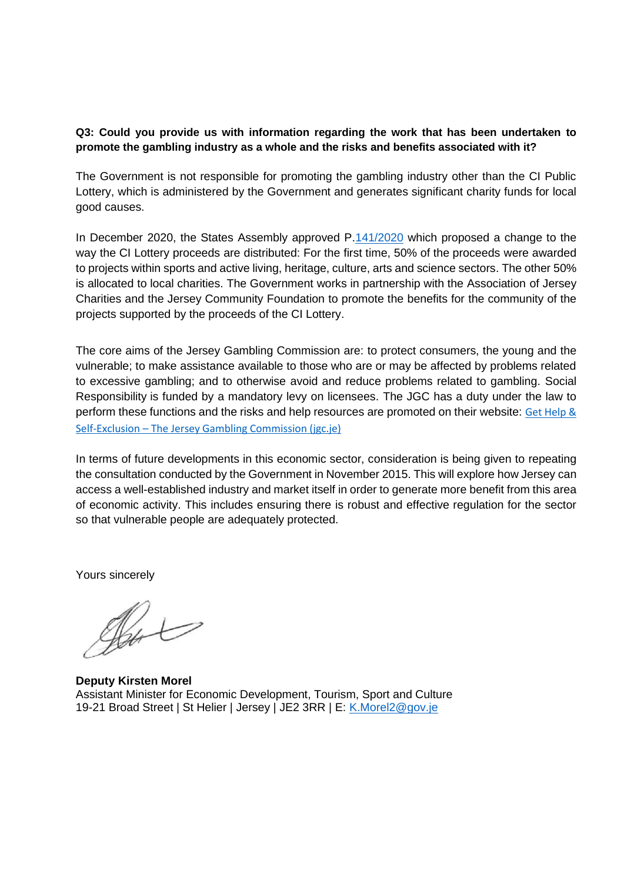**Q3: Could you provide us with information regarding the work that has been undertaken to promote the gambling industry as a whole and the risks and benefits associated with it?**

The Government is not responsible for promoting the gambling industry other than the CI Public Lottery, which is administered by the Government and generates significant charity funds for local good causes.

In December 2020, the States Assembly approved P.141/2020 which proposed a change to the way the CI Lottery proceeds are distributed: For the first time, 50% of the proceeds were awarded to projects within sports and active living, heritage, culture, arts and science sectors. The other 50% is allocated to local charities. The Government works in partnership with the Association of Jersey Charities and the Jersey Community Foundation to promote the benefits for the community of the projects supported by the proceeds of the CI Lottery.

The core aims of the Jersey Gambling Commission are: to protect consumers, the young and the vulnerable; to make assistance available to those who are or may be affected by problems related to excessive gambling; and to otherwise avoid and reduce problems related to gambling. Social Responsibility is funded by a mandatory levy on licensees. The JGC has a duty under the law to perform these functions and the risks and help resources are promoted on their website: Get Help & Self-Exclusion – The Jersey Gambling Commission (jgc.je)

In terms of future developments in this economic sector, consideration is being given to repeating the consultation conducted by the Government in November 2015. This will explore how Jersey can access a well-established industry and market itself in order to generate more benefit from this area of economic activity. This includes ensuring there is robust and effective regulation for the sector so that vulnerable people are adequately protected.

Yours sincerely

**Deputy Kirsten Morel**
Assistant Minister for Economic Development, Tourism, Sport and Culture
19-21 Broad Street | St Helier | Jersey | JE2 3RR | E: K.Morel2@gov.je